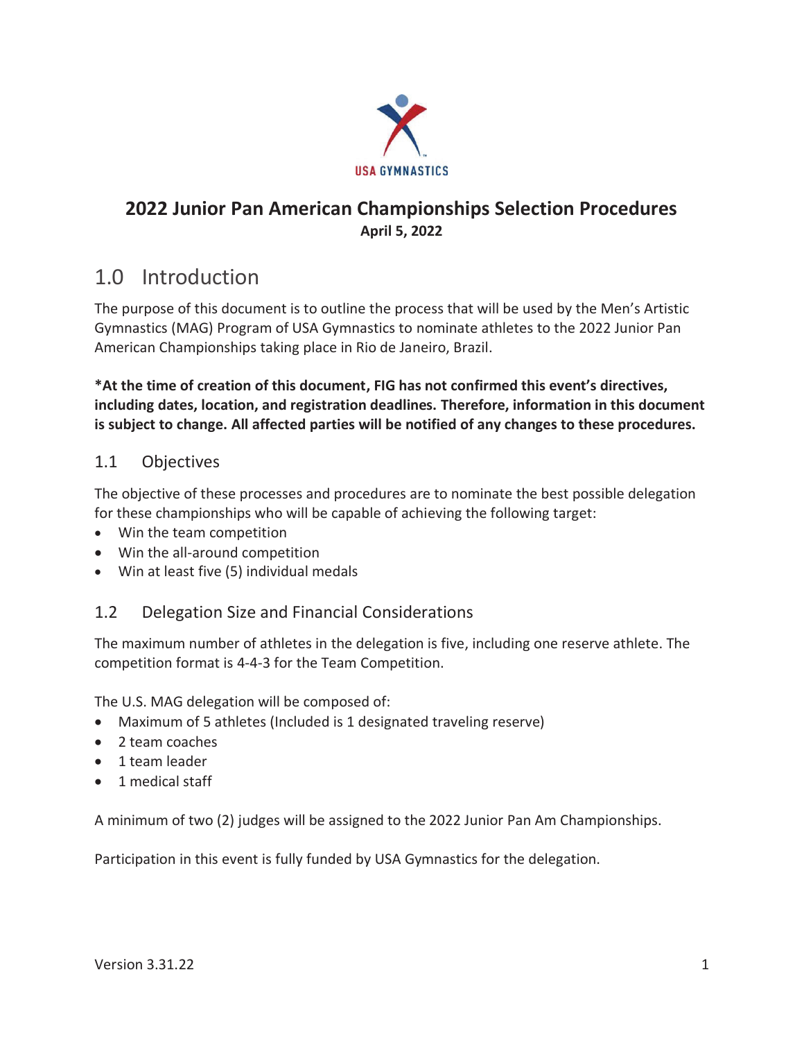# 2022 Junior Pan American Championships Selection Procedures

**April 5, 2022**

## 1.0 Introduction

The purpose of this document is to outline the process that will be used by the Men's Artistic Gymnastics (MAG) Program of USA Gymnastics to nominate athletes to the 2022 Junior Pan American Championships taking place in Rio de Janeiro, Brazil.

***At the time of creation of this document, FIG has not confirmed this event's directives, including dates, location, and registration deadlines. Therefore, information in this document is subject to change. All affected parties will be notified of any changes to these procedures.**

### 1.1 Objectives

The objective of these processes and procedures are to nominate the best possible delegation for these championships who will be capable of achieving the following target:

- Win the team competition
- Win the all-around competition
- Win at least five (5) individual medals

### 1.2 Delegation Size and Financial Considerations

The maximum number of athletes in the delegation is five, including one reserve athlete. The competition format is 4-4-3 for the Team Competition.

The U.S. MAG delegation will be composed of:

- Maximum of 5 athletes (Included is 1 designated traveling reserve)
- 2 team coaches
- 1 team leader
- 1 medical staff

A minimum of two (2) judges will be assigned to the 2022 Junior Pan Am Championships.

Participation in this event is fully funded by USA Gymnastics for the delegation.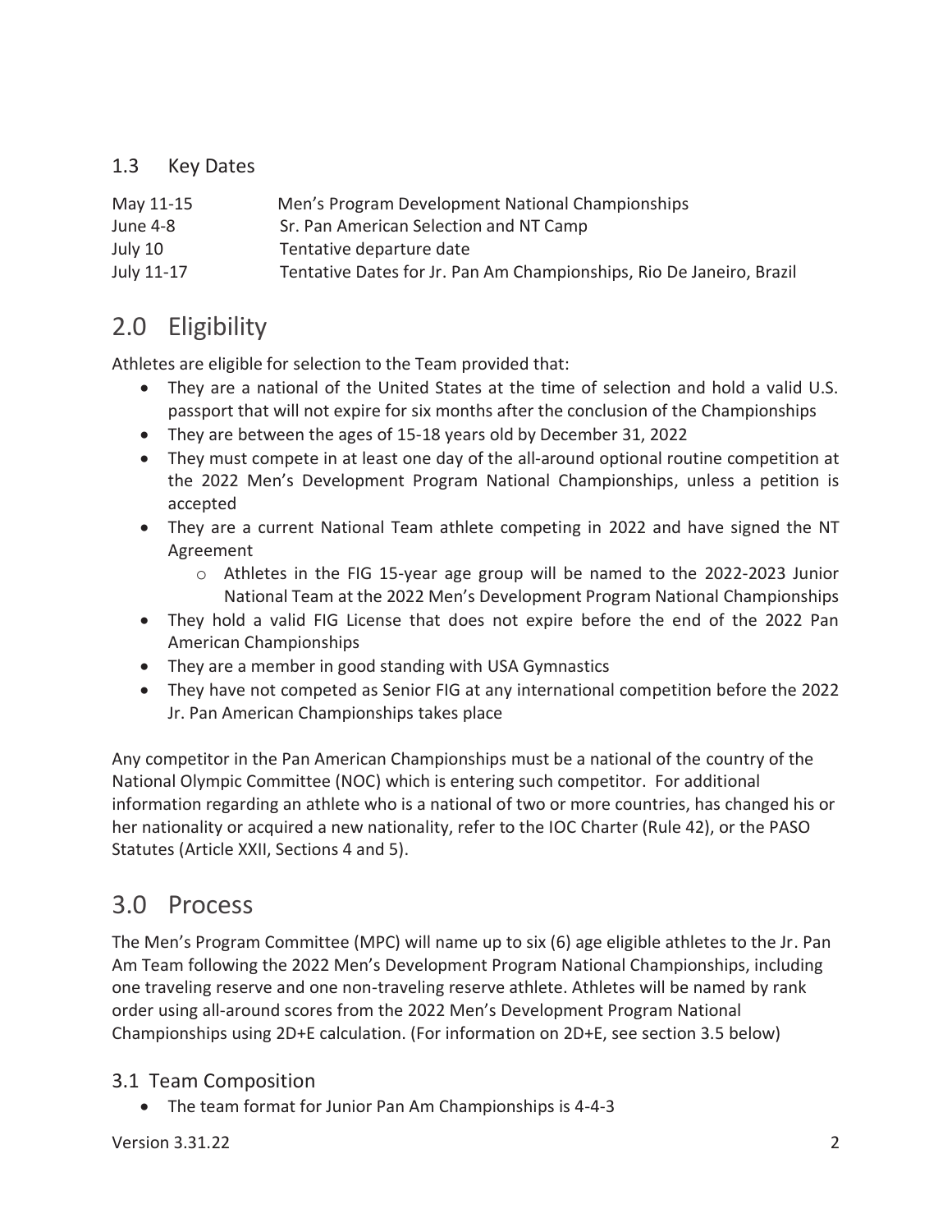### 1.3 Key Dates

| | |
|---|---|
| May 11-15 | Men's Program Development National Championships |
| June 4-8 | Sr. Pan American Selection and NT Camp |
| July 10 | Tentative departure date |
| July 11-17 | Tentative Dates for Jr. Pan Am Championships, Rio De Janeiro, Brazil |

## 2.0 Eligibility

Athletes are eligible for selection to the Team provided that:

- They are a national of the United States at the time of selection and hold a valid U.S. passport that will not expire for six months after the conclusion of the Championships
- They are between the ages of 15-18 years old by December 31, 2022
- They must compete in at least one day of the all-around optional routine competition at the 2022 Men's Development Program National Championships, unless a petition is accepted
- They are a current National Team athlete competing in 2022 and have signed the NT Agreement
  - Athletes in the FIG 15-year age group will be named to the 2022-2023 Junior National Team at the 2022 Men's Development Program National Championships
- They hold a valid FIG License that does not expire before the end of the 2022 Pan American Championships
- They are a member in good standing with USA Gymnastics
- They have not competed as Senior FIG at any international competition before the 2022 Jr. Pan American Championships takes place

Any competitor in the Pan American Championships must be a national of the country of the National Olympic Committee (NOC) which is entering such competitor. For additional information regarding an athlete who is a national of two or more countries, has changed his or her nationality or acquired a new nationality, refer to the IOC Charter (Rule 42), or the PASO Statutes (Article XXII, Sections 4 and 5).

## 3.0 Process

The Men's Program Committee (MPC) will name up to six (6) age eligible athletes to the Jr. Pan Am Team following the 2022 Men's Development Program National Championships, including one traveling reserve and one non-traveling reserve athlete. Athletes will be named by rank order using all-around scores from the 2022 Men's Development Program National Championships using 2D+E calculation. (For information on 2D+E, see section 3.5 below)

### 3.1 Team Composition

- The team format for Junior Pan Am Championships is 4-4-3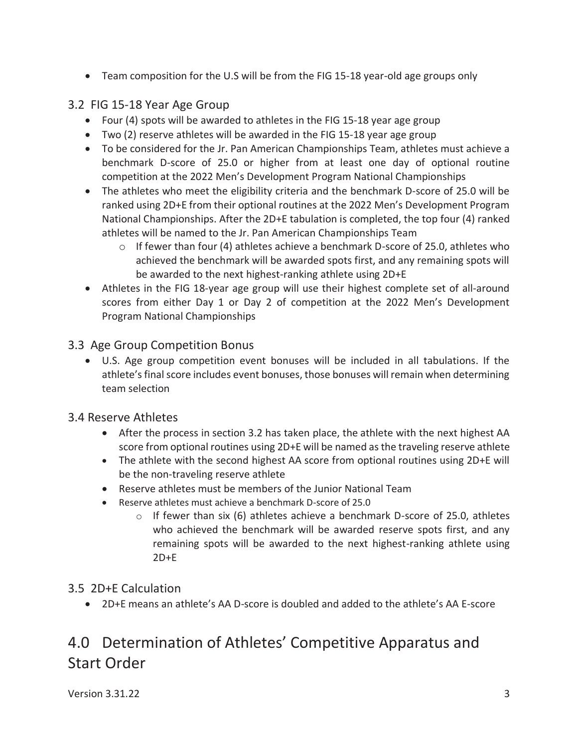- Team composition for the U.S will be from the FIG 15-18 year-old age groups only

## 3.2 FIG 15-18 Year Age Group

- Four (4) spots will be awarded to athletes in the FIG 15-18 year age group
- Two (2) reserve athletes will be awarded in the FIG 15-18 year age group
- To be considered for the Jr. Pan American Championships Team, athletes must achieve a benchmark D-score of 25.0 or higher from at least one day of optional routine competition at the 2022 Men's Development Program National Championships
- The athletes who meet the eligibility criteria and the benchmark D-score of 25.0 will be ranked using 2D+E from their optional routines at the 2022 Men's Development Program National Championships. After the 2D+E tabulation is completed, the top four (4) ranked athletes will be named to the Jr. Pan American Championships Team
  - If fewer than four (4) athletes achieve a benchmark D-score of 25.0, athletes who achieved the benchmark will be awarded spots first, and any remaining spots will be awarded to the next highest-ranking athlete using 2D+E
- Athletes in the FIG 18-year age group will use their highest complete set of all-around scores from either Day 1 or Day 2 of competition at the 2022 Men's Development Program National Championships

## 3.3 Age Group Competition Bonus

- U.S. Age group competition event bonuses will be included in all tabulations. If the athlete's final score includes event bonuses, those bonuses will remain when determining team selection

## 3.4 Reserve Athletes

- After the process in section 3.2 has taken place, the athlete with the next highest AA score from optional routines using 2D+E will be named as the traveling reserve athlete
- The athlete with the second highest AA score from optional routines using 2D+E will be the non-traveling reserve athlete
- Reserve athletes must be members of the Junior National Team
- Reserve athletes must achieve a benchmark D-score of 25.0
  - If fewer than six (6) athletes achieve a benchmark D-score of 25.0, athletes who achieved the benchmark will be awarded reserve spots first, and any remaining spots will be awarded to the next highest-ranking athlete using 2D+E

## 3.5 2D+E Calculation

- 2D+E means an athlete's AA D-score is doubled and added to the athlete's AA E-score

# 4.0 Determination of Athletes' Competitive Apparatus and Start Order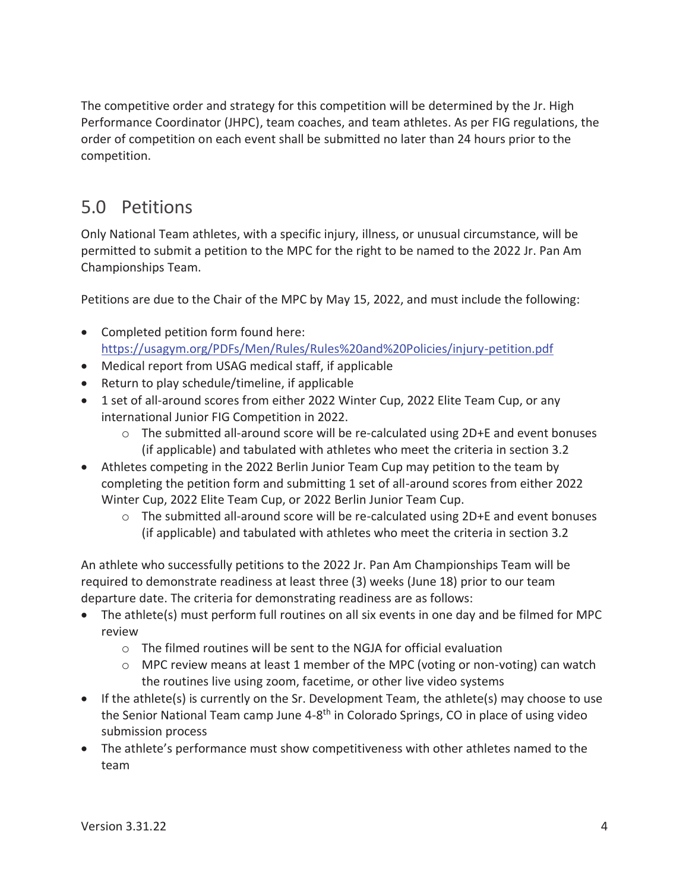The competitive order and strategy for this competition will be determined by the Jr. High Performance Coordinator (JHPC), team coaches, and team athletes. As per FIG regulations, the order of competition on each event shall be submitted no later than 24 hours prior to the competition.

## 5.0 Petitions

Only National Team athletes, with a specific injury, illness, or unusual circumstance, will be permitted to submit a petition to the MPC for the right to be named to the 2022 Jr. Pan Am Championships Team.

Petitions are due to the Chair of the MPC by May 15, 2022, and must include the following:

- Completed petition form found here: https://usagym.org/PDFs/Men/Rules/Rules%20and%20Policies/injury-petition.pdf
- Medical report from USAG medical staff, if applicable
- Return to play schedule/timeline, if applicable
- 1 set of all-around scores from either 2022 Winter Cup, 2022 Elite Team Cup, or any international Junior FIG Competition in 2022.
  - The submitted all-around score will be re-calculated using 2D+E and event bonuses (if applicable) and tabulated with athletes who meet the criteria in section 3.2
- Athletes competing in the 2022 Berlin Junior Team Cup may petition to the team by completing the petition form and submitting 1 set of all-around scores from either 2022 Winter Cup, 2022 Elite Team Cup, or 2022 Berlin Junior Team Cup.
  - The submitted all-around score will be re-calculated using 2D+E and event bonuses (if applicable) and tabulated with athletes who meet the criteria in section 3.2

An athlete who successfully petitions to the 2022 Jr. Pan Am Championships Team will be required to demonstrate readiness at least three (3) weeks (June 18) prior to our team departure date. The criteria for demonstrating readiness are as follows:

- The athlete(s) must perform full routines on all six events in one day and be filmed for MPC review
  - The filmed routines will be sent to the NGJA for official evaluation
  - MPC review means at least 1 member of the MPC (voting or non-voting) can watch the routines live using zoom, facetime, or other live video systems
- If the athlete(s) is currently on the Sr. Development Team, the athlete(s) may choose to use the Senior National Team camp June 4-8th in Colorado Springs, CO in place of using video submission process
- The athlete's performance must show competitiveness with other athletes named to the team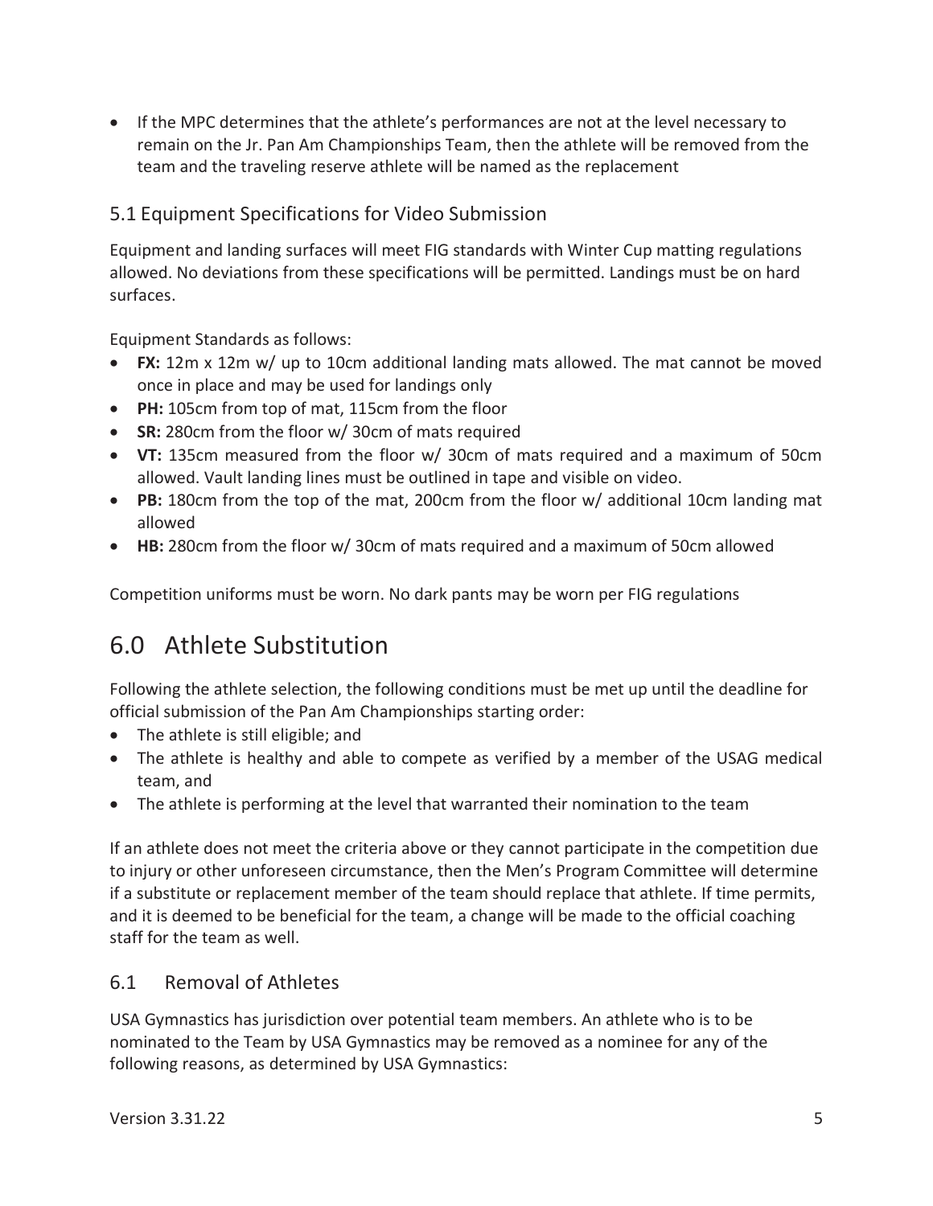- If the MPC determines that the athlete's performances are not at the level necessary to remain on the Jr. Pan Am Championships Team, then the athlete will be removed from the team and the traveling reserve athlete will be named as the replacement

### 5.1 Equipment Specifications for Video Submission

Equipment and landing surfaces will meet FIG standards with Winter Cup matting regulations allowed. No deviations from these specifications will be permitted. Landings must be on hard surfaces.

Equipment Standards as follows:

- **FX:** 12m x 12m w/ up to 10cm additional landing mats allowed. The mat cannot be moved once in place and may be used for landings only
- **PH:** 105cm from top of mat, 115cm from the floor
- **SR:** 280cm from the floor w/ 30cm of mats required
- **VT:** 135cm measured from the floor w/ 30cm of mats required and a maximum of 50cm allowed. Vault landing lines must be outlined in tape and visible on video.
- **PB:** 180cm from the top of the mat, 200cm from the floor w/ additional 10cm landing mat allowed
- **HB:** 280cm from the floor w/ 30cm of mats required and a maximum of 50cm allowed

Competition uniforms must be worn. No dark pants may be worn per FIG regulations

## 6.0 Athlete Substitution

Following the athlete selection, the following conditions must be met up until the deadline for official submission of the Pan Am Championships starting order:

- The athlete is still eligible; and
- The athlete is healthy and able to compete as verified by a member of the USAG medical team, and
- The athlete is performing at the level that warranted their nomination to the team

If an athlete does not meet the criteria above or they cannot participate in the competition due to injury or other unforeseen circumstance, then the Men's Program Committee will determine if a substitute or replacement member of the team should replace that athlete. If time permits, and it is deemed to be beneficial for the team, a change will be made to the official coaching staff for the team as well.

### 6.1 Removal of Athletes

USA Gymnastics has jurisdiction over potential team members. An athlete who is to be nominated to the Team by USA Gymnastics may be removed as a nominee for any of the following reasons, as determined by USA Gymnastics: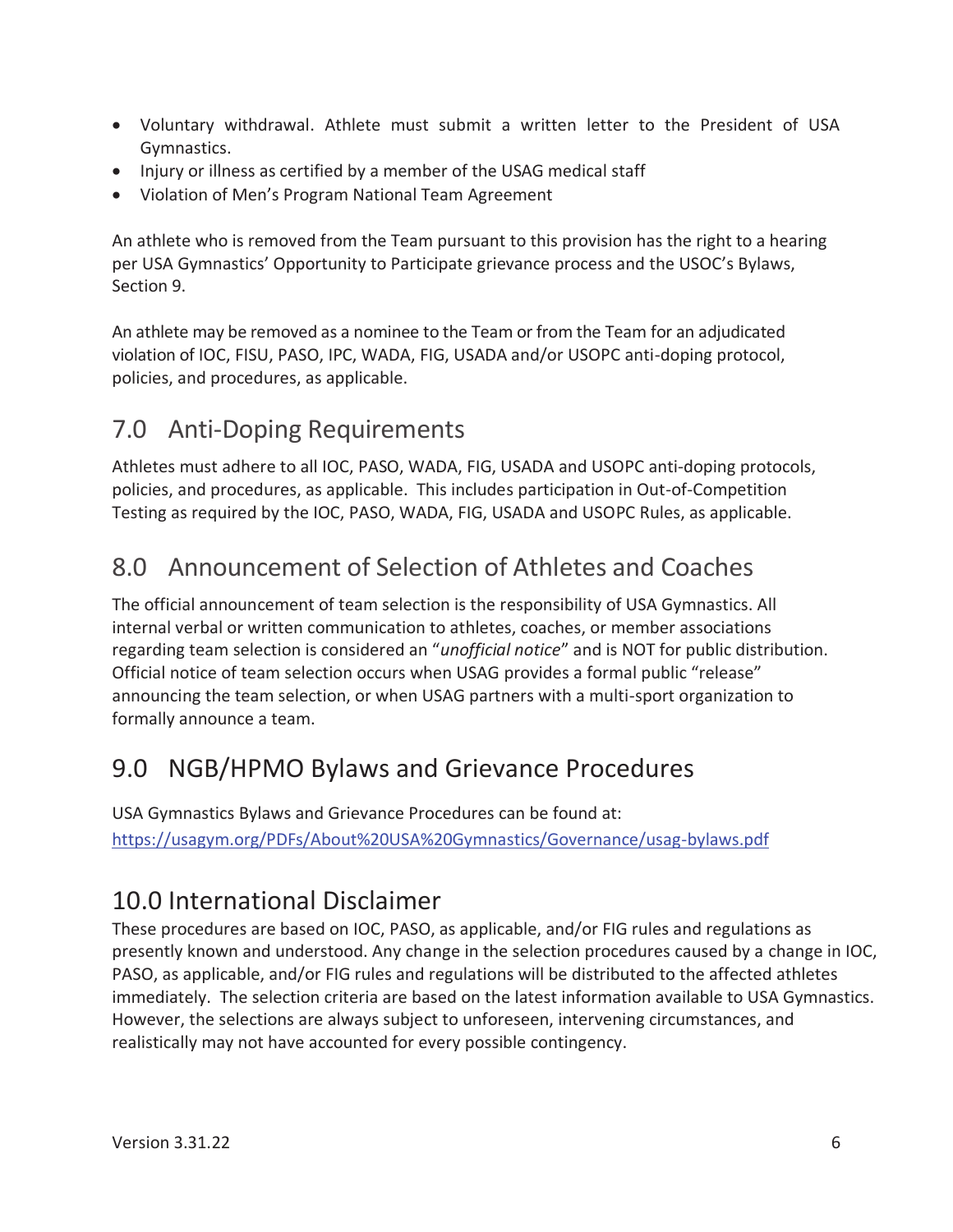- Voluntary withdrawal. Athlete must submit a written letter to the President of USA Gymnastics.
- Injury or illness as certified by a member of the USAG medical staff
- Violation of Men's Program National Team Agreement

An athlete who is removed from the Team pursuant to this provision has the right to a hearing per USA Gymnastics' Opportunity to Participate grievance process and the USOC's Bylaws, Section 9.

An athlete may be removed as a nominee to the Team or from the Team for an adjudicated violation of IOC, FISU, PASO, IPC, WADA, FIG, USADA and/or USOPC anti-doping protocol, policies, and procedures, as applicable.

## 7.0 Anti-Doping Requirements

Athletes must adhere to all IOC, PASO, WADA, FIG, USADA and USOPC anti-doping protocols, policies, and procedures, as applicable. This includes participation in Out-of-Competition Testing as required by the IOC, PASO, WADA, FIG, USADA and USOPC Rules, as applicable.

## 8.0 Announcement of Selection of Athletes and Coaches

The official announcement of team selection is the responsibility of USA Gymnastics. All internal verbal or written communication to athletes, coaches, or member associations regarding team selection is considered an "*unofficial notice*" and is NOT for public distribution. Official notice of team selection occurs when USAG provides a formal public "release" announcing the team selection, or when USAG partners with a multi-sport organization to formally announce a team.

## 9.0 NGB/HPMO Bylaws and Grievance Procedures

USA Gymnastics Bylaws and Grievance Procedures can be found at:
https://usagym.org/PDFs/About%20USA%20Gymnastics/Governance/usag-bylaws.pdf

## 10.0 International Disclaimer

These procedures are based on IOC, PASO, as applicable, and/or FIG rules and regulations as presently known and understood. Any change in the selection procedures caused by a change in IOC, PASO, as applicable, and/or FIG rules and regulations will be distributed to the affected athletes immediately. The selection criteria are based on the latest information available to USA Gymnastics. However, the selections are always subject to unforeseen, intervening circumstances, and realistically may not have accounted for every possible contingency.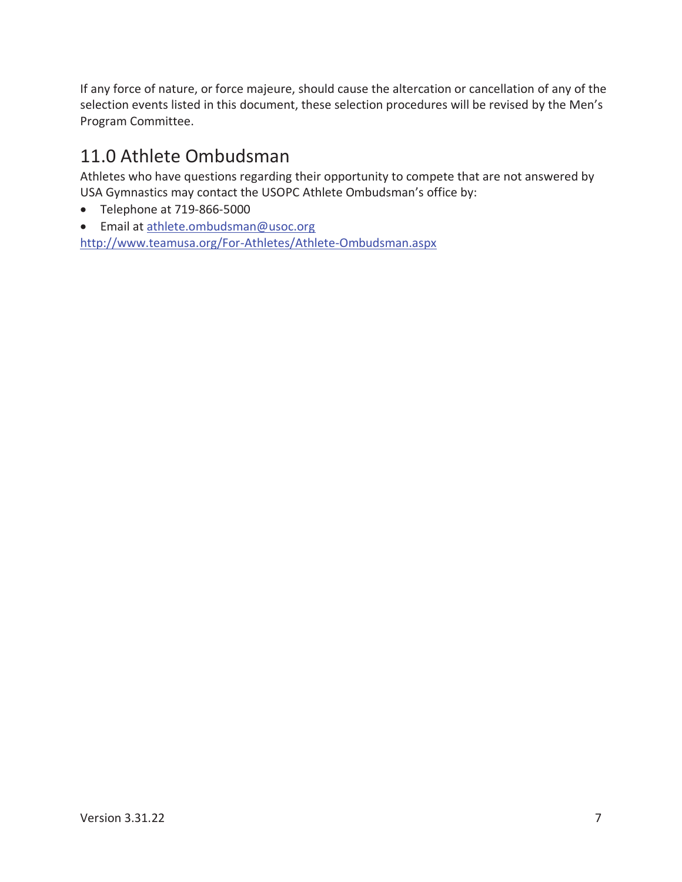If any force of nature, or force majeure, should cause the altercation or cancellation of any of the selection events listed in this document, these selection procedures will be revised by the Men's Program Committee.

## 11.0 Athlete Ombudsman

Athletes who have questions regarding their opportunity to compete that are not answered by USA Gymnastics may contact the USOPC Athlete Ombudsman's office by:

- Telephone at 719-866-5000
- Email at athlete.ombudsman@usoc.org

http://www.teamusa.org/For-Athletes/Athlete-Ombudsman.aspx